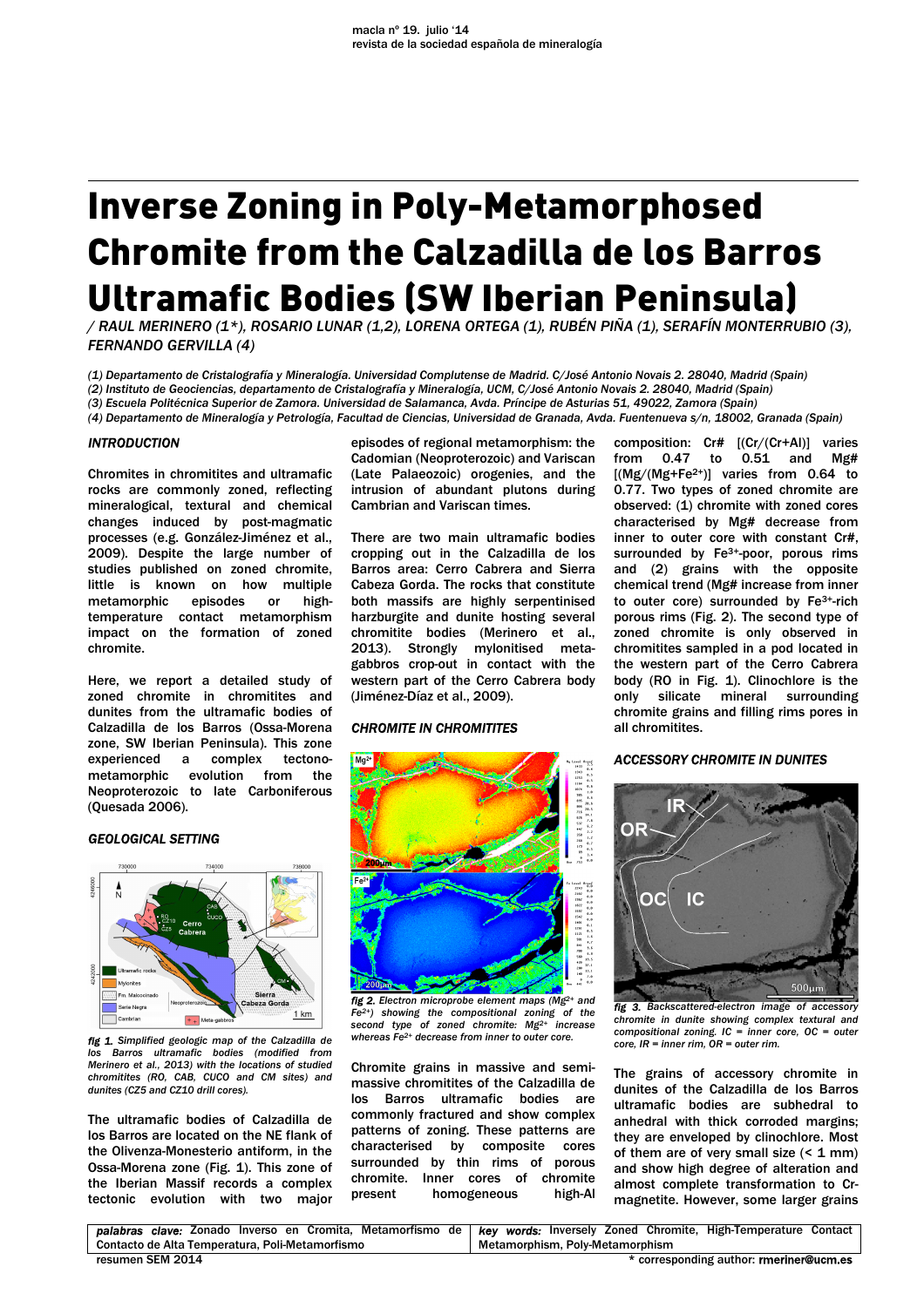# Inverse Zoning in Poly-Metamorphosed Chromite from the Calzadilla de los Barros Ultramafic Bodies (SW Iberian Peninsula)

*/ RAUL MERINERO (1\*), ROSARIO LUNAR (1,2), LORENA ORTEGA (1), RUBÉN PIÑA (1), SERAFÍN MONTERRUBIO (3), FERNANDO GERVILLA (4)*

*(1) Departamento de Cristalografía y Mineralogía. Universidad Complutense de Madrid. C/José Antonio Novais 2. 28040, Madrid (Spain)*
*(2) Instituto de Geociencias, departamento de Cristalografía y Mineralogía, UCM, C/José Antonio Novais 2. 28040, Madrid (Spain)*
*(3) Escuela Politécnica Superior de Zamora. Universidad de Salamanca, Avda. Príncipe de Asturias 51, 49022, Zamora (Spain)*
*(4) Departamento de Mineralogía y Petrología, Facultad de Ciencias, Universidad de Granada, Avda. Fuentenueva s/n, 18002, Granada (Spain)*

## INTRODUCTION

Chromites in chromitites and ultramafic rocks are commonly zoned, reflecting mineralogical, textural and chemical changes induced by post-magmatic processes (e.g. González-Jiménez et al., 2009). Despite the large number of studies published on zoned chromite, little is known on how multiple metamorphic episodes or high-temperature contact metamorphism impact on the formation of zoned chromite.

Here, we report a detailed study of zoned chromite in chromitites and dunites from the ultramafic bodies of Calzadilla de los Barros (Ossa-Morena zone, SW Iberian Peninsula). This zone experienced a complex tectono-metamorphic evolution from the Neoproterozoic to late Carboniferous (Quesada 2006).

## GEOLOGICAL SETTING

*fig 1. Simplified geologic map of the Calzadilla de los Barros ultramafic bodies (modified from Merinero et al., 2013) with the locations of studied chromitites (RO, CAB, CUCO and CM sites) and dunites (CZ5 and CZ10 drill cores).*

The ultramafic bodies of Calzadilla de los Barros are located on the NE flank of the Olivenza-Monesterio antiform, in the Ossa-Morena zone (Fig. 1). This zone of the Iberian Massif records a complex tectonic evolution with two major episodes of regional metamorphism: the Cadomian (Neoproterozoic) and Variscan (Late Palaeozoic) orogenies, and the intrusion of abundant plutons during Cambrian and Variscan times.

There are two main ultramafic bodies cropping out in the Calzadilla de los Barros area: Cerro Cabrera and Sierra Cabeza Gorda. The rocks that constitute both massifs are highly serpentinised harzburgite and dunite hosting several chromitite bodies (Merinero et al., 2013). Strongly mylonitised meta-gabbros crop-out in contact with the western part of the Cerro Cabrera body (Jiménez-Díaz et al., 2009).

## CHROMITE IN CHROMITITES

*fig 2. Electron microprobe element maps ($Mg^{2+}$ and $Fe^{2+}$) showing the compositional zoning of the second type of zoned chromite: $Mg^{2+}$ increase whereas $Fe^{2+}$ decrease from inner to outer core.*

Chromite grains in massive and semi-massive chromitites of the Calzadilla de los Barros ultramafic bodies are commonly fractured and show complex patterns of zoning. These patterns are characterised by composite cores surrounded by thin rims of porous chromite. Inner cores of chromite present homogeneous high-Al composition: Cr# [(Cr/(Cr+Al)] varies from 0.47 to 0.51 and Mg# [(Mg/(Mg+$Fe^{2+}$)] varies from 0.64 to 0.77. Two types of zoned chromite are observed: (1) chromite with zoned cores characterised by Mg# decrease from inner to outer core with constant Cr#, surrounded by $Fe^{3+}$-poor, porous rims and (2) grains with the opposite chemical trend (Mg# increase from inner to outer core) surrounded by $Fe^{3+}$-rich porous rims (Fig. 2). The second type of zoned chromite is only observed in chromitites sampled in a pod located in the western part of the Cerro Cabrera body (RO in Fig. 1). Clinochlore is the only silicate mineral surrounding chromite grains and filling rims pores in all chromitites.

## ACCESSORY CHROMITE IN DUNITES

*fig 3. Backscattered-electron image of accessory chromite in dunite showing complex textural and compositional zoning. IC = inner core, OC = outer core, IR = inner rim, OR = outer rim.*

The grains of accessory chromite in dunites of the Calzadilla de los Barros ultramafic bodies are subhedral to anhedral with thick corroded margins; they are enveloped by clinochlore. Most of them are of very small size (< 1 mm) and show high degree of alteration and almost complete transformation to Cr-magnetite. However, some larger grains

*palabras clave:* Zonado Inverso en Cromita, Metamorfismo de Contacto de Alta Temperatura, Poli-Metamorfismo

*key words:* Inversely Zoned Chromite, High-Temperature Contact Metamorphism, Poly-Metamorphism

\* corresponding author: rmeriner@ucm.es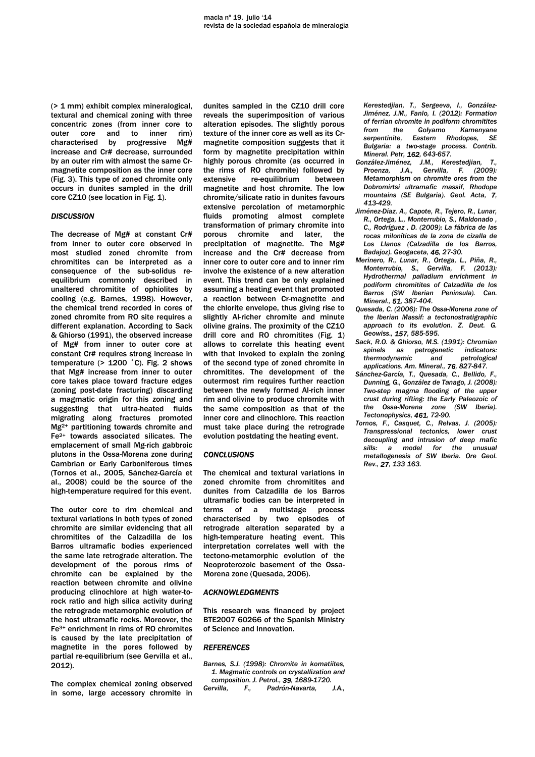(> 1 mm) exhibit complex mineralogical, textural and chemical zoning with three concentric zones (from inner core to outer core and to inner rim) characterised by progressive Mg# increase and Cr# decrease, surrounded by an outer rim with almost the same Cr-magnetite composition as the inner core (Fig. 3). This type of zoned chromite only occurs in dunites sampled in the drill core CZ10 (see location in Fig. 1).

## *DISCUSSION*

The decrease of Mg# at constant Cr# from inner to outer core observed in most studied zoned chromite from chromitites can be interpreted as a consequence of the sub-solidus re-equilibrium commonly described in unaltered chromitite of ophiolites by cooling (e.g. Barnes, 1998). However, the chemical trend recorded in cores of zoned chromite from RO site requires a different explanation. According to Sack & Ghiorso (1991), the observed increase of Mg# from inner to outer core at constant Cr# requires strong increase in temperature (> 1200 ˚C). Fig. 2 shows that Mg# increase from inner to outer core takes place toward fracture edges (zoning post-date fracturing) discarding a magmatic origin for this zoning and suggesting that ultra-heated fluids migrating along fractures promoted $Mg^{2+}$ partitioning towards chromite and $Fe^{2+}$ towards associated silicates. The emplacement of small Mg-rich gabbroic plutons in the Ossa-Morena zone during Cambrian or Early Carboniferous times (Tornos et al., 2005, Sánchez-García et al., 2008) could be the source of the high-temperature required for this event.

The outer core to rim chemical and textural variations in both types of zoned chromite are similar evidencing that all chromitites of the Calzadilla de los Barros ultramafic bodies experienced the same late retrograde alteration. The development of the porous rims of chromite can be explained by the reaction between chromite and olivine producing clinochlore at high water-to-rock ratio and high silica activity during the retrograde metamorphic evolution of the host ultramafic rocks. Moreover, the $Fe^{3+}$ enrichment in rims of RO chromites is caused by the late precipitation of magnetite in the pores followed by partial re-equilibrium (see Gervilla et al., 2012).

The complex chemical zoning observed in some, large accessory chromite in dunites sampled in the CZ10 drill core reveals the superimposition of various alteration episodes. The slightly porous texture of the inner core as well as its Cr-magnetite composition suggests that it form by magnetite precipitation within highly porous chromite (as occurred in the rims of RO chromite) followed by extensive re-equilibrium between magnetite and host chromite. The low chromite/silicate ratio in dunites favours extensive percolation of metamorphic fluids promoting almost complete transformation of primary chromite into porous chromite and later, the precipitation of magnetite. The Mg# increase and the Cr# decrease from inner core to outer core and to inner rim involve the existence of a new alteration event. This trend can be only explained assuming a heating event that promoted a reaction between Cr-magnetite and the chlorite envelope, thus giving rise to slightly Al-richer chromite and minute olivine grains. The proximity of the CZ10 drill core and RO chromitites (Fig. 1) allows to correlate this heating event with that invoked to explain the zoning of the second type of zoned chromite in chromitites. The development of the outermost rim requires further reaction between the newly formed Al-rich inner rim and olivine to produce chromite with the same composition as that of the inner core and clinochlore. This reaction must take place during the retrograde evolution postdating the heating event.

## *CONCLUSIONS*

The chemical and textural variations in zoned chromite from chromitites and dunites from Calzadilla de los Barros ultramafic bodies can be interpreted in terms of a multistage process characterised by two episodes of retrograde alteration separated by a high-temperature heating event. This interpretation correlates well with the tectono-metamorphic evolution of the Neoproterozoic basement of the Ossa-Morena zone (Quesada, 2006).

## *ACKNOWLEDGMENTS*

This research was financed by project BTE2007 60266 of the Spanish Ministry of Science and Innovation.

## *REFERENCES*

*Barnes, S.J. (1998): Chromite in komatiites, 1. Magmatic controls on crystallization and composition. J. Petrol., **39**, 1689-1720.*

*Gervilla, F., Padrón-Navarta, J.A., Kerestedjian, T., Sergeeva, I., González-Jiménez, J.M., Fanlo, I. (2012): Formation of ferrian chromite in podiform chromitites from the Golyamo Kamenyane serpentinite, Eastern Rhodopes, SE Bulgaria: a two-stage process. Contrib. Mineral. Petr, **162**, 643-657.*

*González-Jiménez, J.M., Kerestedjian, T., Proenza, J.A., Gervilla, F. (2009): Metamorphism on chromite ores from the Dobromirtsi ultramafic massif, Rhodope mountains (SE Bulgaria). Geol. Acta, **7**, 413-429.*

*Jiménez-Díaz, A., Capote, R., Tejero, R., Lunar, R., Ortega, L., Monterrubio, S., Maldonado , C., Rodríguez , D. (2009): La fábrica de las rocas miloníticas de la zona de cizalla de Los Llanos (Calzadilla de los Barros, Badajoz). Geogaceta, **46**, 27-30.*

*Merinero, R., Lunar, R., Ortega, L., Piña, R., Monterrubio, S., Gervilla, F. (2013): Hydrothermal palladium enrichment in podiform chromitites of Calzadilla de los Barros (SW Iberian Peninsula). Can. Mineral., **51**, 387-404.*

*Quesada, C. (2006): The Ossa-Morena zone of the Iberian Massif: a tectonostratigraphic approach to its evolution. Z. Deut. G. Geowiss., **157**, 585-595.*

*Sack, R.O. & Ghiorso, M.S. (1991): Chromian spinels as petrogenetic indicators: thermodynamic and petrological applications. Am. Mineral., **76**, 827-847.*

*Sánchez-García, T., Quesada, C., Bellido, F., Dunning, G., González de Tanago, J. (2008): Two-step magma flooding of the upper crust during rifting: the Early Paleozoic of the Ossa-Morena zone (SW Iberia). Tectonophysics, **461**, 72-90.*

*Tornos, F., Casquet, C., Relvas, J. (2005): Transpressional tectonics, lower crust decoupling and intrusion of deep mafic sills: a model for the unusual metallogenesis of SW Iberia. Ore Geol. Rev., **27**, 133 163.*